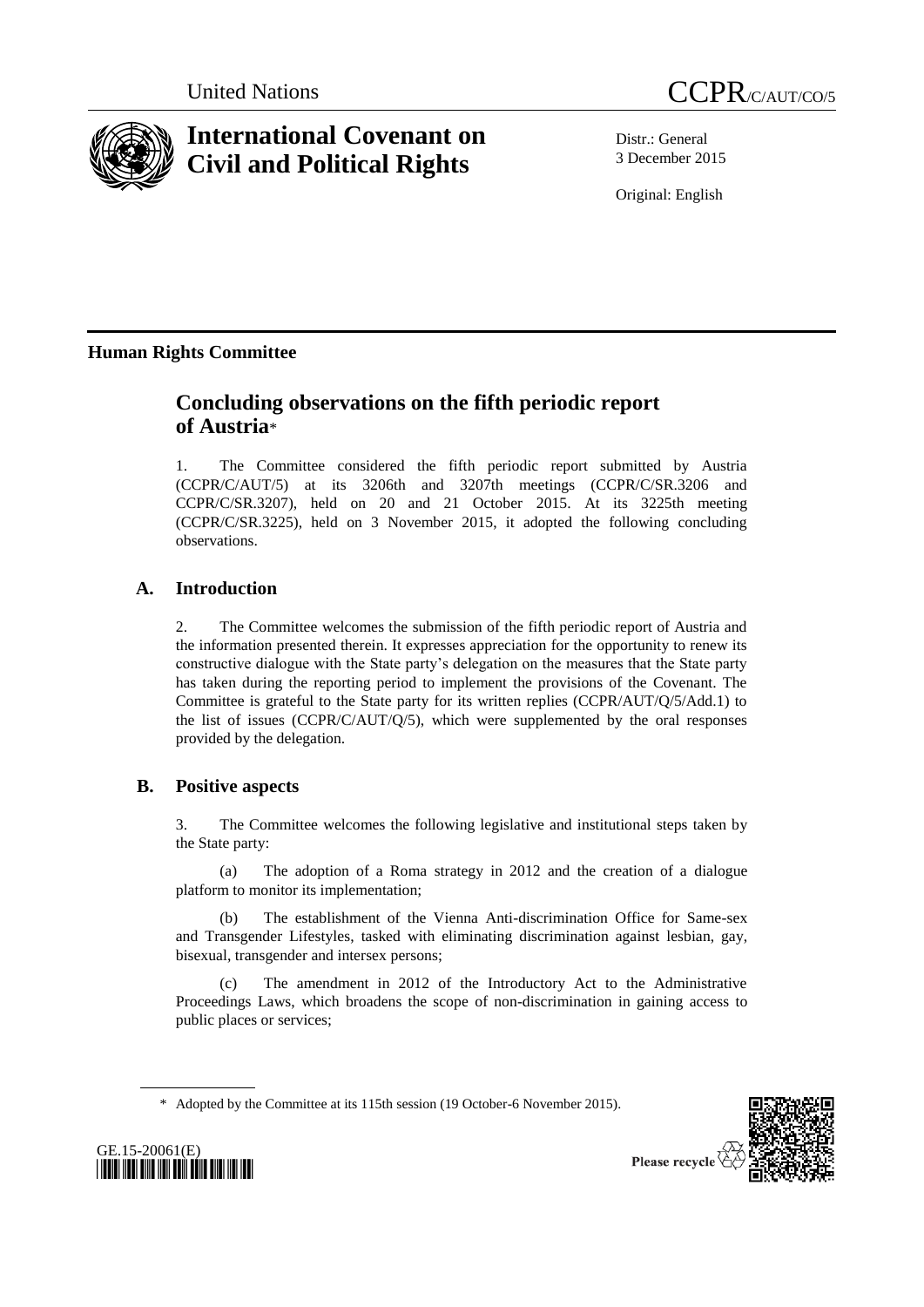United Nations CCPR/C/AUT/CO/5

# International Covenant on Civil and Political Rights

Distr.: General
3 December 2015

Original: English

## Human Rights Committee

# Concluding observations on the fifth periodic report of Austria*

1. The Committee considered the fifth periodic report submitted by Austria (CCPR/C/AUT/5) at its 3206th and 3207th meetings (CCPR/C/SR.3206 and CCPR/C/SR.3207), held on 20 and 21 October 2015. At its 3225th meeting (CCPR/C/SR.3225), held on 3 November 2015, it adopted the following concluding observations.

## A. Introduction

2. The Committee welcomes the submission of the fifth periodic report of Austria and the information presented therein. It expresses appreciation for the opportunity to renew its constructive dialogue with the State party's delegation on the measures that the State party has taken during the reporting period to implement the provisions of the Covenant. The Committee is grateful to the State party for its written replies (CCPR/AUT/Q/5/Add.1) to the list of issues (CCPR/C/AUT/Q/5), which were supplemented by the oral responses provided by the delegation.

## B. Positive aspects

3. The Committee welcomes the following legislative and institutional steps taken by the State party:

(a) The adoption of a Roma strategy in 2012 and the creation of a dialogue platform to monitor its implementation;

(b) The establishment of the Vienna Anti-discrimination Office for Same-sex and Transgender Lifestyles, tasked with eliminating discrimination against lesbian, gay, bisexual, transgender and intersex persons;

(c) The amendment in 2012 of the Introductory Act to the Administrative Proceedings Laws, which broadens the scope of non-discrimination in gaining access to public places or services;

\* Adopted by the Committee at its 115th session (19 October-6 November 2015).

GE.15-20061(E)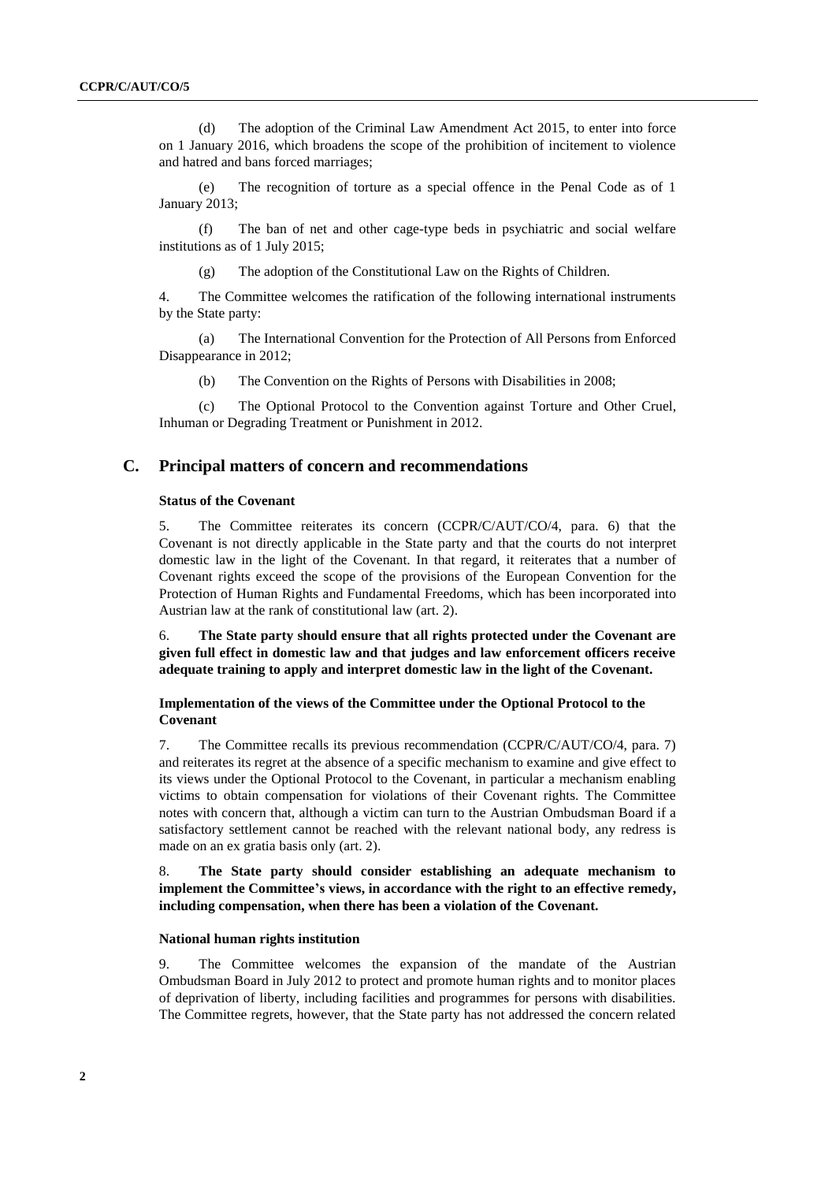(d) The adoption of the Criminal Law Amendment Act 2015, to enter into force on 1 January 2016, which broadens the scope of the prohibition of incitement to violence and hatred and bans forced marriages;

(e) The recognition of torture as a special offence in the Penal Code as of 1 January 2013;

(f) The ban of net and other cage-type beds in psychiatric and social welfare institutions as of 1 July 2015;

(g) The adoption of the Constitutional Law on the Rights of Children.

4. The Committee welcomes the ratification of the following international instruments by the State party:

(a) The International Convention for the Protection of All Persons from Enforced Disappearance in 2012;

(b) The Convention on the Rights of Persons with Disabilities in 2008;

(c) The Optional Protocol to the Convention against Torture and Other Cruel, Inhuman or Degrading Treatment or Punishment in 2012.

## C. Principal matters of concern and recommendations

### Status of the Covenant

5. The Committee reiterates its concern (CCPR/C/AUT/CO/4, para. 6) that the Covenant is not directly applicable in the State party and that the courts do not interpret domestic law in the light of the Covenant. In that regard, it reiterates that a number of Covenant rights exceed the scope of the provisions of the European Convention for the Protection of Human Rights and Fundamental Freedoms, which has been incorporated into Austrian law at the rank of constitutional law (art. 2).

6. **The State party should ensure that all rights protected under the Covenant are given full effect in domestic law and that judges and law enforcement officers receive adequate training to apply and interpret domestic law in the light of the Covenant.**

### Implementation of the views of the Committee under the Optional Protocol to the Covenant

7. The Committee recalls its previous recommendation (CCPR/C/AUT/CO/4, para. 7) and reiterates its regret at the absence of a specific mechanism to examine and give effect to its views under the Optional Protocol to the Covenant, in particular a mechanism enabling victims to obtain compensation for violations of their Covenant rights. The Committee notes with concern that, although a victim can turn to the Austrian Ombudsman Board if a satisfactory settlement cannot be reached with the relevant national body, any redress is made on an ex gratia basis only (art. 2).

8. **The State party should consider establishing an adequate mechanism to implement the Committee's views, in accordance with the right to an effective remedy, including compensation, when there has been a violation of the Covenant.**

### National human rights institution

9. The Committee welcomes the expansion of the mandate of the Austrian Ombudsman Board in July 2012 to protect and promote human rights and to monitor places of deprivation of liberty, including facilities and programmes for persons with disabilities. The Committee regrets, however, that the State party has not addressed the concern related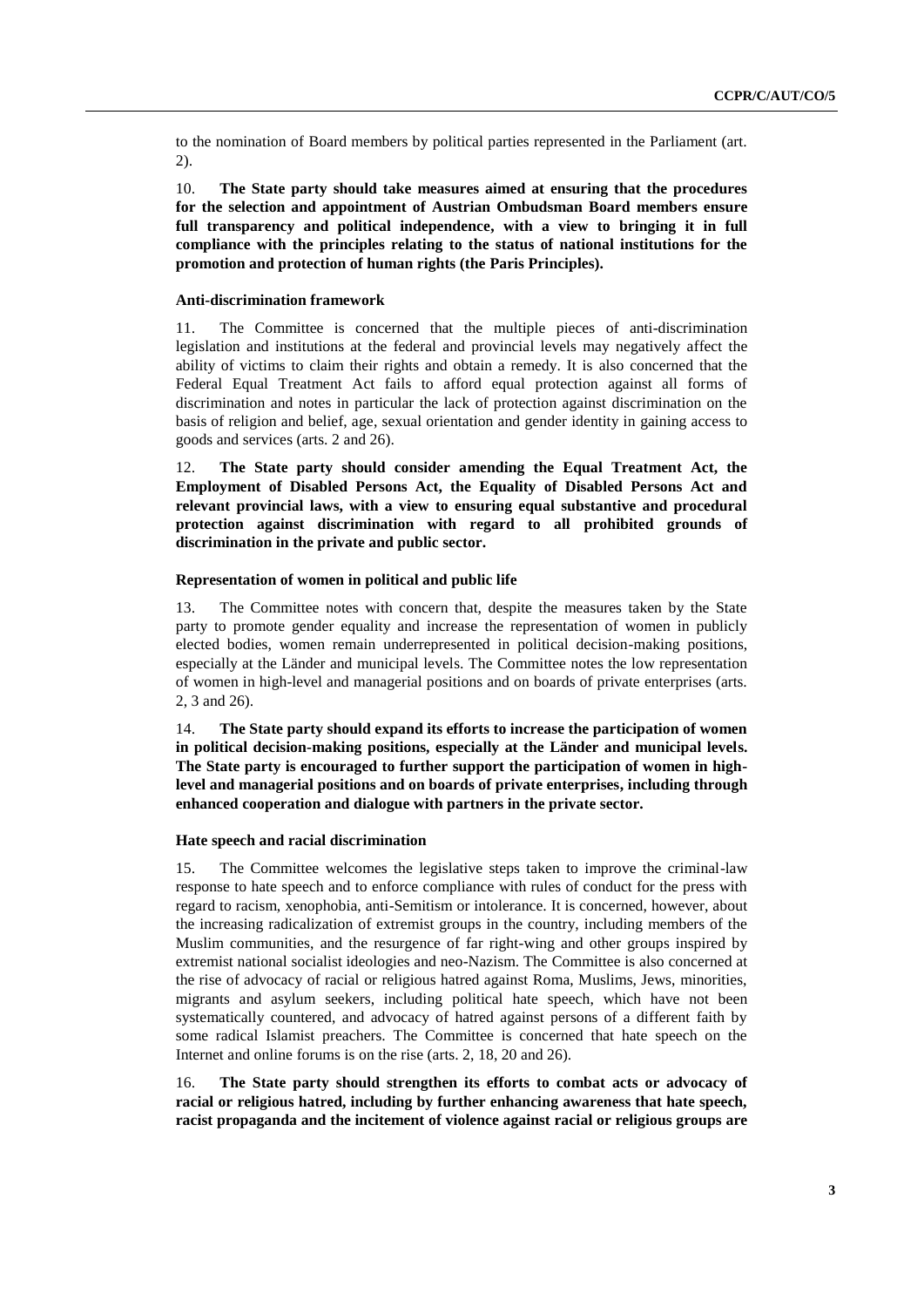to the nomination of Board members by political parties represented in the Parliament (art. 2).

10. **The State party should take measures aimed at ensuring that the procedures for the selection and appointment of Austrian Ombudsman Board members ensure full transparency and political independence, with a view to bringing it in full compliance with the principles relating to the status of national institutions for the promotion and protection of human rights (the Paris Principles).**

### Anti-discrimination framework

11. The Committee is concerned that the multiple pieces of anti-discrimination legislation and institutions at the federal and provincial levels may negatively affect the ability of victims to claim their rights and obtain a remedy. It is also concerned that the Federal Equal Treatment Act fails to afford equal protection against all forms of discrimination and notes in particular the lack of protection against discrimination on the basis of religion and belief, age, sexual orientation and gender identity in gaining access to goods and services (arts. 2 and 26).

12. **The State party should consider amending the Equal Treatment Act, the Employment of Disabled Persons Act, the Equality of Disabled Persons Act and relevant provincial laws, with a view to ensuring equal substantive and procedural protection against discrimination with regard to all prohibited grounds of discrimination in the private and public sector.**

### Representation of women in political and public life

13. The Committee notes with concern that, despite the measures taken by the State party to promote gender equality and increase the representation of women in publicly elected bodies, women remain underrepresented in political decision-making positions, especially at the Länder and municipal levels. The Committee notes the low representation of women in high-level and managerial positions and on boards of private enterprises (arts. 2, 3 and 26).

14. **The State party should expand its efforts to increase the participation of women in political decision-making positions, especially at the Länder and municipal levels. The State party is encouraged to further support the participation of women in high-level and managerial positions and on boards of private enterprises, including through enhanced cooperation and dialogue with partners in the private sector.**

### Hate speech and racial discrimination

15. The Committee welcomes the legislative steps taken to improve the criminal-law response to hate speech and to enforce compliance with rules of conduct for the press with regard to racism, xenophobia, anti-Semitism or intolerance. It is concerned, however, about the increasing radicalization of extremist groups in the country, including members of the Muslim communities, and the resurgence of far right-wing and other groups inspired by extremist national socialist ideologies and neo-Nazism. The Committee is also concerned at the rise of advocacy of racial or religious hatred against Roma, Muslims, Jews, minorities, migrants and asylum seekers, including political hate speech, which have not been systematically countered, and advocacy of hatred against persons of a different faith by some radical Islamist preachers. The Committee is concerned that hate speech on the Internet and online forums is on the rise (arts. 2, 18, 20 and 26).

16. **The State party should strengthen its efforts to combat acts or advocacy of racial or religious hatred, including by further enhancing awareness that hate speech, racist propaganda and the incitement of violence against racial or religious groups are**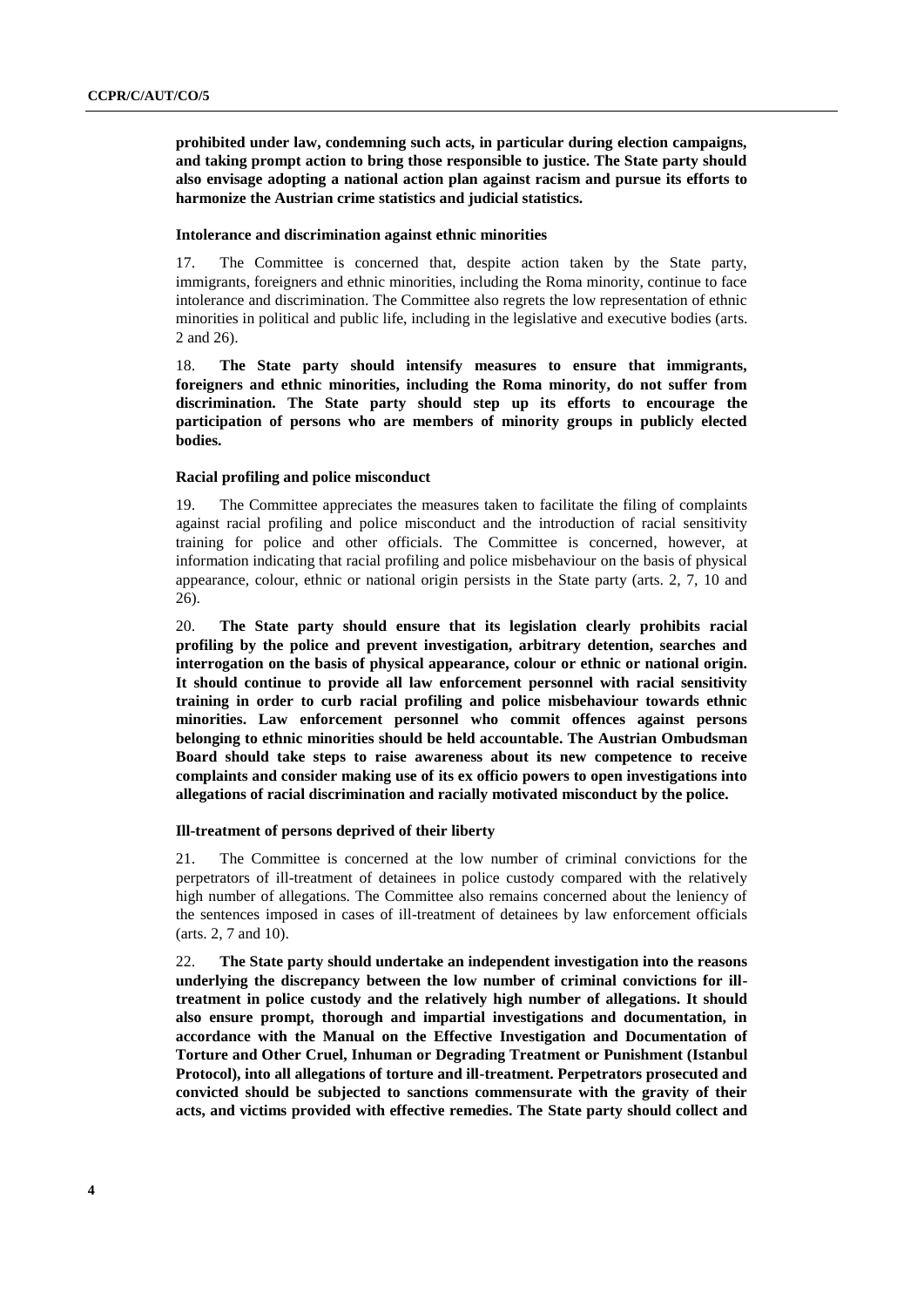**prohibited under law, condemning such acts, in particular during election campaigns, and taking prompt action to bring those responsible to justice. The State party should also envisage adopting a national action plan against racism and pursue its efforts to harmonize the Austrian crime statistics and judicial statistics.**

#### Intolerance and discrimination against ethnic minorities

17. The Committee is concerned that, despite action taken by the State party, immigrants, foreigners and ethnic minorities, including the Roma minority, continue to face intolerance and discrimination. The Committee also regrets the low representation of ethnic minorities in political and public life, including in the legislative and executive bodies (arts. 2 and 26).

18. **The State party should intensify measures to ensure that immigrants, foreigners and ethnic minorities, including the Roma minority, do not suffer from discrimination. The State party should step up its efforts to encourage the participation of persons who are members of minority groups in publicly elected bodies.**

#### Racial profiling and police misconduct

19. The Committee appreciates the measures taken to facilitate the filing of complaints against racial profiling and police misconduct and the introduction of racial sensitivity training for police and other officials. The Committee is concerned, however, at information indicating that racial profiling and police misbehaviour on the basis of physical appearance, colour, ethnic or national origin persists in the State party (arts. 2, 7, 10 and 26).

20. **The State party should ensure that its legislation clearly prohibits racial profiling by the police and prevent investigation, arbitrary detention, searches and interrogation on the basis of physical appearance, colour or ethnic or national origin. It should continue to provide all law enforcement personnel with racial sensitivity training in order to curb racial profiling and police misbehaviour towards ethnic minorities. Law enforcement personnel who commit offences against persons belonging to ethnic minorities should be held accountable. The Austrian Ombudsman Board should take steps to raise awareness about its new competence to receive complaints and consider making use of its ex officio powers to open investigations into allegations of racial discrimination and racially motivated misconduct by the police.**

#### Ill-treatment of persons deprived of their liberty

21. The Committee is concerned at the low number of criminal convictions for the perpetrators of ill-treatment of detainees in police custody compared with the relatively high number of allegations. The Committee also remains concerned about the leniency of the sentences imposed in cases of ill-treatment of detainees by law enforcement officials (arts. 2, 7 and 10).

22. **The State party should undertake an independent investigation into the reasons underlying the discrepancy between the low number of criminal convictions for ill-treatment in police custody and the relatively high number of allegations. It should also ensure prompt, thorough and impartial investigations and documentation, in accordance with the Manual on the Effective Investigation and Documentation of Torture and Other Cruel, Inhuman or Degrading Treatment or Punishment (Istanbul Protocol), into all allegations of torture and ill-treatment. Perpetrators prosecuted and convicted should be subjected to sanctions commensurate with the gravity of their acts, and victims provided with effective remedies. The State party should collect and**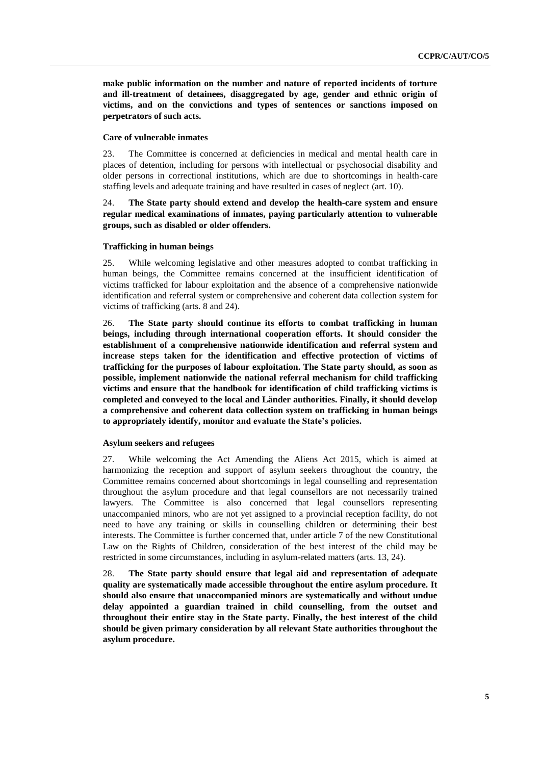**make public information on the number and nature of reported incidents of torture and ill-treatment of detainees, disaggregated by age, gender and ethnic origin of victims, and on the convictions and types of sentences or sanctions imposed on perpetrators of such acts.**

#### Care of vulnerable inmates

23. The Committee is concerned at deficiencies in medical and mental health care in places of detention, including for persons with intellectual or psychosocial disability and older persons in correctional institutions, which are due to shortcomings in health-care staffing levels and adequate training and have resulted in cases of neglect (art. 10).

24. **The State party should extend and develop the health-care system and ensure regular medical examinations of inmates, paying particularly attention to vulnerable groups, such as disabled or older offenders.**

#### Trafficking in human beings

25. While welcoming legislative and other measures adopted to combat trafficking in human beings, the Committee remains concerned at the insufficient identification of victims trafficked for labour exploitation and the absence of a comprehensive nationwide identification and referral system or comprehensive and coherent data collection system for victims of trafficking (arts. 8 and 24).

26. **The State party should continue its efforts to combat trafficking in human beings, including through international cooperation efforts. It should consider the establishment of a comprehensive nationwide identification and referral system and increase steps taken for the identification and effective protection of victims of trafficking for the purposes of labour exploitation. The State party should, as soon as possible, implement nationwide the national referral mechanism for child trafficking victims and ensure that the handbook for identification of child trafficking victims is completed and conveyed to the local and Länder authorities. Finally, it should develop a comprehensive and coherent data collection system on trafficking in human beings to appropriately identify, monitor and evaluate the State's policies.**

#### Asylum seekers and refugees

27. While welcoming the Act Amending the Aliens Act 2015, which is aimed at harmonizing the reception and support of asylum seekers throughout the country, the Committee remains concerned about shortcomings in legal counselling and representation throughout the asylum procedure and that legal counsellors are not necessarily trained lawyers. The Committee is also concerned that legal counsellors representing unaccompanied minors, who are not yet assigned to a provincial reception facility, do not need to have any training or skills in counselling children or determining their best interests. The Committee is further concerned that, under article 7 of the new Constitutional Law on the Rights of Children, consideration of the best interest of the child may be restricted in some circumstances, including in asylum-related matters (arts. 13, 24).

28. **The State party should ensure that legal aid and representation of adequate quality are systematically made accessible throughout the entire asylum procedure. It should also ensure that unaccompanied minors are systematically and without undue delay appointed a guardian trained in child counselling, from the outset and throughout their entire stay in the State party. Finally, the best interest of the child should be given primary consideration by all relevant State authorities throughout the asylum procedure.**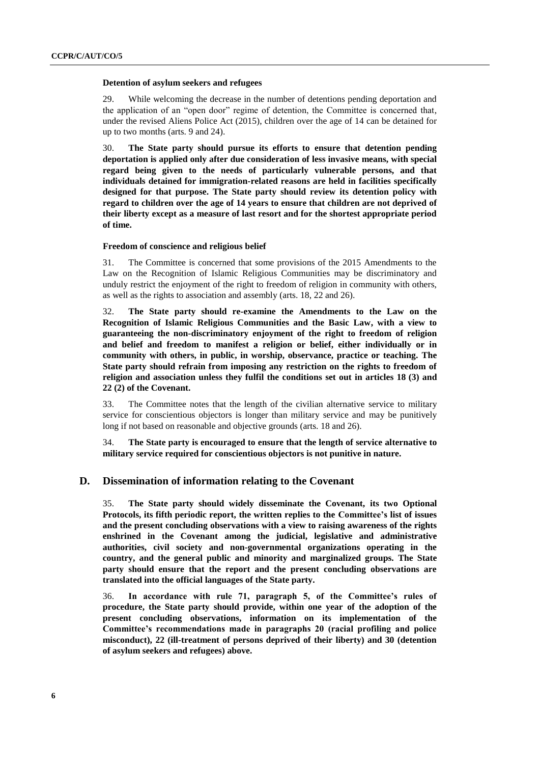### Detention of asylum seekers and refugees

29. While welcoming the decrease in the number of detentions pending deportation and the application of an "open door" regime of detention, the Committee is concerned that, under the revised Aliens Police Act (2015), children over the age of 14 can be detained for up to two months (arts. 9 and 24).

30. **The State party should pursue its efforts to ensure that detention pending deportation is applied only after due consideration of less invasive means, with special regard being given to the needs of particularly vulnerable persons, and that individuals detained for immigration-related reasons are held in facilities specifically designed for that purpose. The State party should review its detention policy with regard to children over the age of 14 years to ensure that children are not deprived of their liberty except as a measure of last resort and for the shortest appropriate period of time.**

### Freedom of conscience and religious belief

31. The Committee is concerned that some provisions of the 2015 Amendments to the Law on the Recognition of Islamic Religious Communities may be discriminatory and unduly restrict the enjoyment of the right to freedom of religion in community with others, as well as the rights to association and assembly (arts. 18, 22 and 26).

32. **The State party should re-examine the Amendments to the Law on the Recognition of Islamic Religious Communities and the Basic Law, with a view to guaranteeing the non-discriminatory enjoyment of the right to freedom of religion and belief and freedom to manifest a religion or belief, either individually or in community with others, in public, in worship, observance, practice or teaching. The State party should refrain from imposing any restriction on the rights to freedom of religion and association unless they fulfil the conditions set out in articles 18 (3) and 22 (2) of the Covenant.**

33. The Committee notes that the length of the civilian alternative service to military service for conscientious objectors is longer than military service and may be punitively long if not based on reasonable and objective grounds (arts. 18 and 26).

34. **The State party is encouraged to ensure that the length of service alternative to military service required for conscientious objectors is not punitive in nature.**

## D. Dissemination of information relating to the Covenant

35. **The State party should widely disseminate the Covenant, its two Optional Protocols, its fifth periodic report, the written replies to the Committee's list of issues and the present concluding observations with a view to raising awareness of the rights enshrined in the Covenant among the judicial, legislative and administrative authorities, civil society and non-governmental organizations operating in the country, and the general public and minority and marginalized groups. The State party should ensure that the report and the present concluding observations are translated into the official languages of the State party.**

36. **In accordance with rule 71, paragraph 5, of the Committee's rules of procedure, the State party should provide, within one year of the adoption of the present concluding observations, information on its implementation of the Committee's recommendations made in paragraphs 20 (racial profiling and police misconduct), 22 (ill-treatment of persons deprived of their liberty) and 30 (detention of asylum seekers and refugees) above.**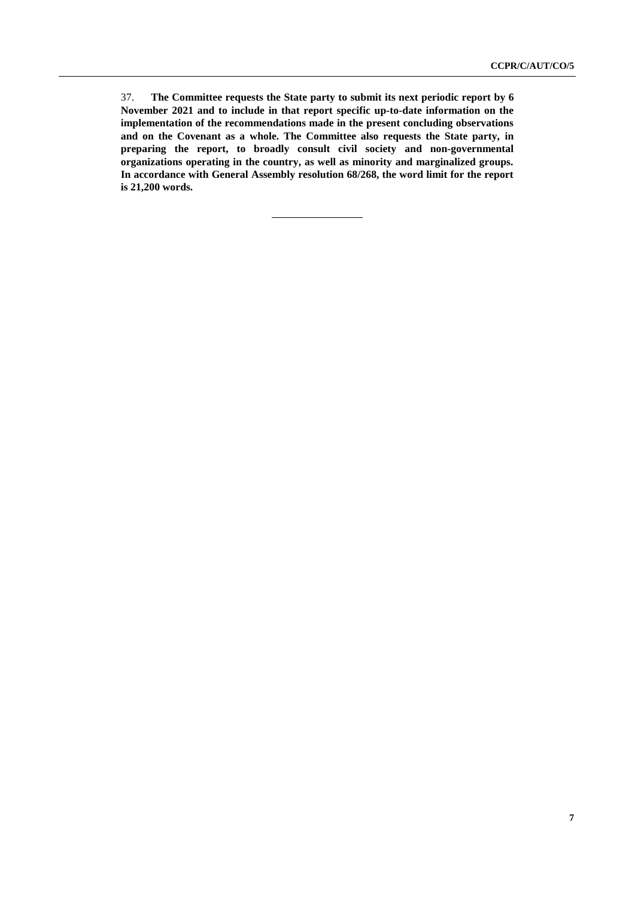37. **The Committee requests the State party to submit its next periodic report by 6 November 2021 and to include in that report specific up-to-date information on the implementation of the recommendations made in the present concluding observations and on the Covenant as a whole. The Committee also requests the State party, in preparing the report, to broadly consult civil society and non-governmental organizations operating in the country, as well as minority and marginalized groups. In accordance with General Assembly resolution 68/268, the word limit for the report is 21,200 words.**